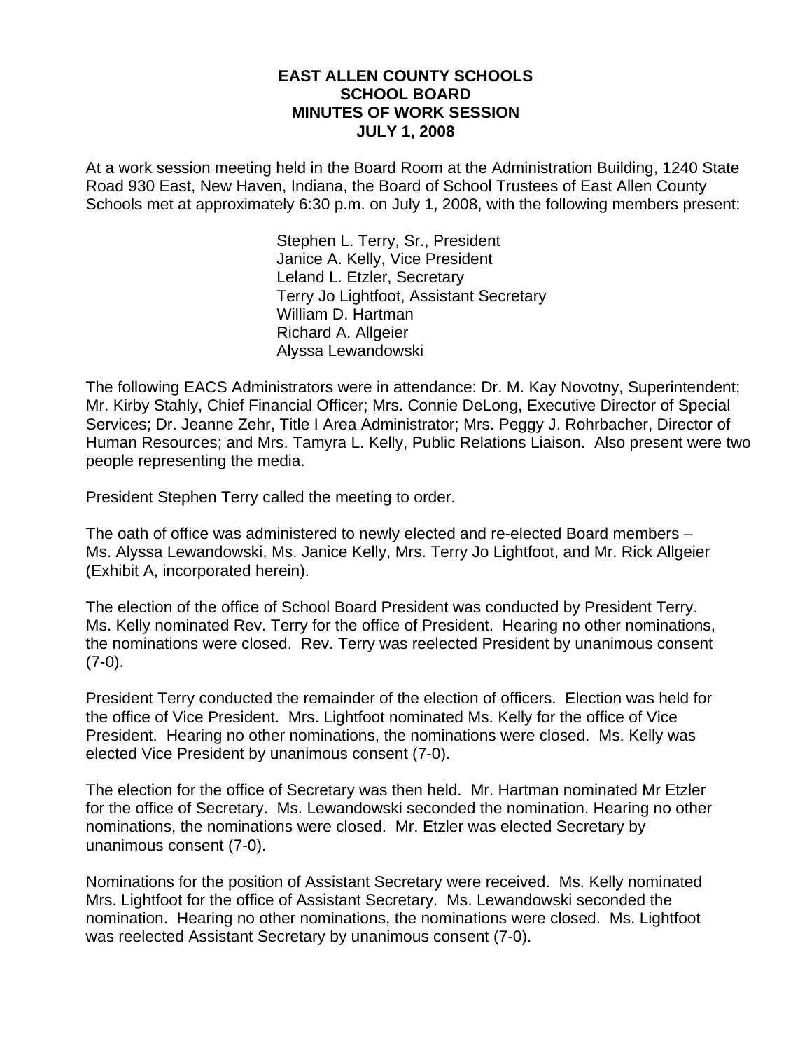# EAST ALLEN COUNTY SCHOOLS
## SCHOOL BOARD
## MINUTES OF WORK SESSION
## JULY 1, 2008

At a work session meeting held in the Board Room at the Administration Building, 1240 State Road 930 East, New Haven, Indiana, the Board of School Trustees of East Allen County Schools met at approximately 6:30 p.m. on July 1, 2008, with the following members present:

Stephen L. Terry, Sr., President
Janice A. Kelly, Vice President
Leland L. Etzler, Secretary
Terry Jo Lightfoot, Assistant Secretary
William D. Hartman
Richard A. Allgeier
Alyssa Lewandowski

The following EACS Administrators were in attendance: Dr. M. Kay Novotny, Superintendent; Mr. Kirby Stahly, Chief Financial Officer; Mrs. Connie DeLong, Executive Director of Special Services; Dr. Jeanne Zehr, Title I Area Administrator; Mrs. Peggy J. Rohrbacher, Director of Human Resources; and Mrs. Tamyra L. Kelly, Public Relations Liaison. Also present were two people representing the media.

President Stephen Terry called the meeting to order.

The oath of office was administered to newly elected and re-elected Board members – Ms. Alyssa Lewandowski, Ms. Janice Kelly, Mrs. Terry Jo Lightfoot, and Mr. Rick Allgeier (Exhibit A, incorporated herein).

The election of the office of School Board President was conducted by President Terry. Ms. Kelly nominated Rev. Terry for the office of President. Hearing no other nominations, the nominations were closed. Rev. Terry was reelected President by unanimous consent (7-0).

President Terry conducted the remainder of the election of officers. Election was held for the office of Vice President. Mrs. Lightfoot nominated Ms. Kelly for the office of Vice President. Hearing no other nominations, the nominations were closed. Ms. Kelly was elected Vice President by unanimous consent (7-0).

The election for the office of Secretary was then held. Mr. Hartman nominated Mr Etzler for the office of Secretary. Ms. Lewandowski seconded the nomination. Hearing no other nominations, the nominations were closed. Mr. Etzler was elected Secretary by unanimous consent (7-0).

Nominations for the position of Assistant Secretary were received. Ms. Kelly nominated Mrs. Lightfoot for the office of Assistant Secretary. Ms. Lewandowski seconded the nomination. Hearing no other nominations, the nominations were closed. Ms. Lightfoot was reelected Assistant Secretary by unanimous consent (7-0).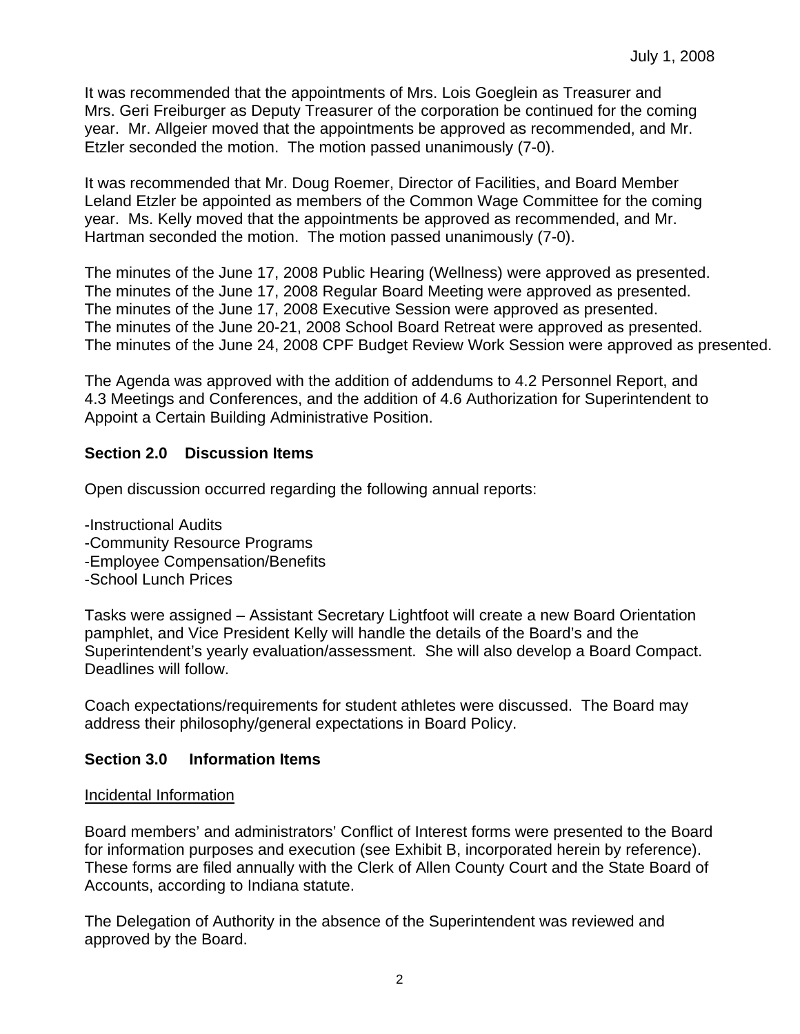It was recommended that the appointments of Mrs. Lois Goeglein as Treasurer and Mrs. Geri Freiburger as Deputy Treasurer of the corporation be continued for the coming year. Mr. Allgeier moved that the appointments be approved as recommended, and Mr. Etzler seconded the motion. The motion passed unanimously (7-0).

It was recommended that Mr. Doug Roemer, Director of Facilities, and Board Member Leland Etzler be appointed as members of the Common Wage Committee for the coming year. Ms. Kelly moved that the appointments be approved as recommended, and Mr. Hartman seconded the motion. The motion passed unanimously (7-0).

The minutes of the June 17, 2008 Public Hearing (Wellness) were approved as presented.
The minutes of the June 17, 2008 Regular Board Meeting were approved as presented.
The minutes of the June 17, 2008 Executive Session were approved as presented.
The minutes of the June 20-21, 2008 School Board Retreat were approved as presented.
The minutes of the June 24, 2008 CPF Budget Review Work Session were approved as presented.

The Agenda was approved with the addition of addendums to 4.2 Personnel Report, and 4.3 Meetings and Conferences, and the addition of 4.6 Authorization for Superintendent to Appoint a Certain Building Administrative Position.

## Section 2.0 Discussion Items

Open discussion occurred regarding the following annual reports:

-Instructional Audits
-Community Resource Programs
-Employee Compensation/Benefits
-School Lunch Prices

Tasks were assigned – Assistant Secretary Lightfoot will create a new Board Orientation pamphlet, and Vice President Kelly will handle the details of the Board's and the Superintendent's yearly evaluation/assessment. She will also develop a Board Compact. Deadlines will follow.

Coach expectations/requirements for student athletes were discussed. The Board may address their philosophy/general expectations in Board Policy.

## Section 3.0 Information Items

Incidental Information

Board members' and administrators' Conflict of Interest forms were presented to the Board for information purposes and execution (see Exhibit B, incorporated herein by reference). These forms are filed annually with the Clerk of Allen County Court and the State Board of Accounts, according to Indiana statute.

The Delegation of Authority in the absence of the Superintendent was reviewed and approved by the Board.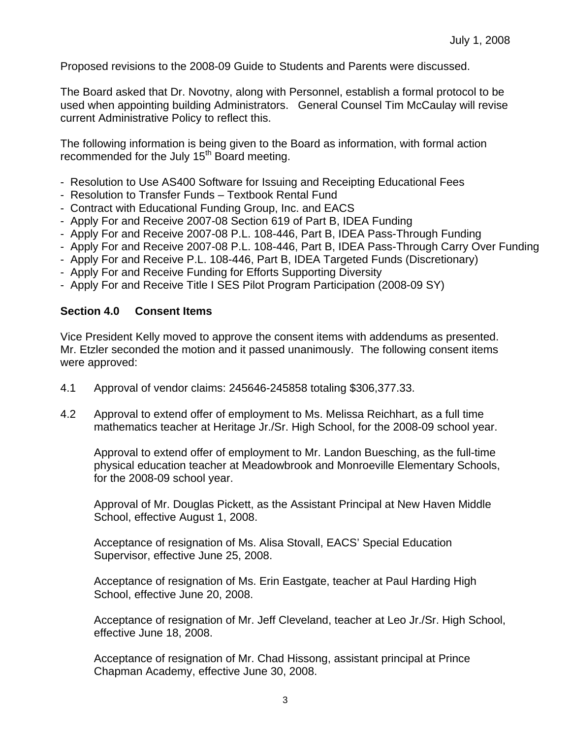July 1, 2008

Proposed revisions to the 2008-09 Guide to Students and Parents were discussed.

The Board asked that Dr. Novotny, along with Personnel, establish a formal protocol to be used when appointing building Administrators. General Counsel Tim McCaulay will revise current Administrative Policy to reflect this.

The following information is being given to the Board as information, with formal action recommended for the July 15th Board meeting.

- Resolution to Use AS400 Software for Issuing and Receipting Educational Fees
- Resolution to Transfer Funds – Textbook Rental Fund
- Contract with Educational Funding Group, Inc. and EACS
- Apply For and Receive 2007-08 Section 619 of Part B, IDEA Funding
- Apply For and Receive 2007-08 P.L. 108-446, Part B, IDEA Pass-Through Funding
- Apply For and Receive 2007-08 P.L. 108-446, Part B, IDEA Pass-Through Carry Over Funding
- Apply For and Receive P.L. 108-446, Part B, IDEA Targeted Funds (Discretionary)
- Apply For and Receive Funding for Efforts Supporting Diversity
- Apply For and Receive Title I SES Pilot Program Participation (2008-09 SY)

**Section 4.0 Consent Items**

Vice President Kelly moved to approve the consent items with addendums as presented. Mr. Etzler seconded the motion and it passed unanimously. The following consent items were approved:

4.1 Approval of vendor claims: 245646-245858 totaling $306,377.33.

4.2 Approval to extend offer of employment to Ms. Melissa Reichhart, as a full time mathematics teacher at Heritage Jr./Sr. High School, for the 2008-09 school year.

Approval to extend offer of employment to Mr. Landon Buesching, as the full-time physical education teacher at Meadowbrook and Monroeville Elementary Schools, for the 2008-09 school year.

Approval of Mr. Douglas Pickett, as the Assistant Principal at New Haven Middle School, effective August 1, 2008.

Acceptance of resignation of Ms. Alisa Stovall, EACS' Special Education Supervisor, effective June 25, 2008.

Acceptance of resignation of Ms. Erin Eastgate, teacher at Paul Harding High School, effective June 20, 2008.

Acceptance of resignation of Mr. Jeff Cleveland, teacher at Leo Jr./Sr. High School, effective June 18, 2008.

Acceptance of resignation of Mr. Chad Hissong, assistant principal at Prince Chapman Academy, effective June 30, 2008.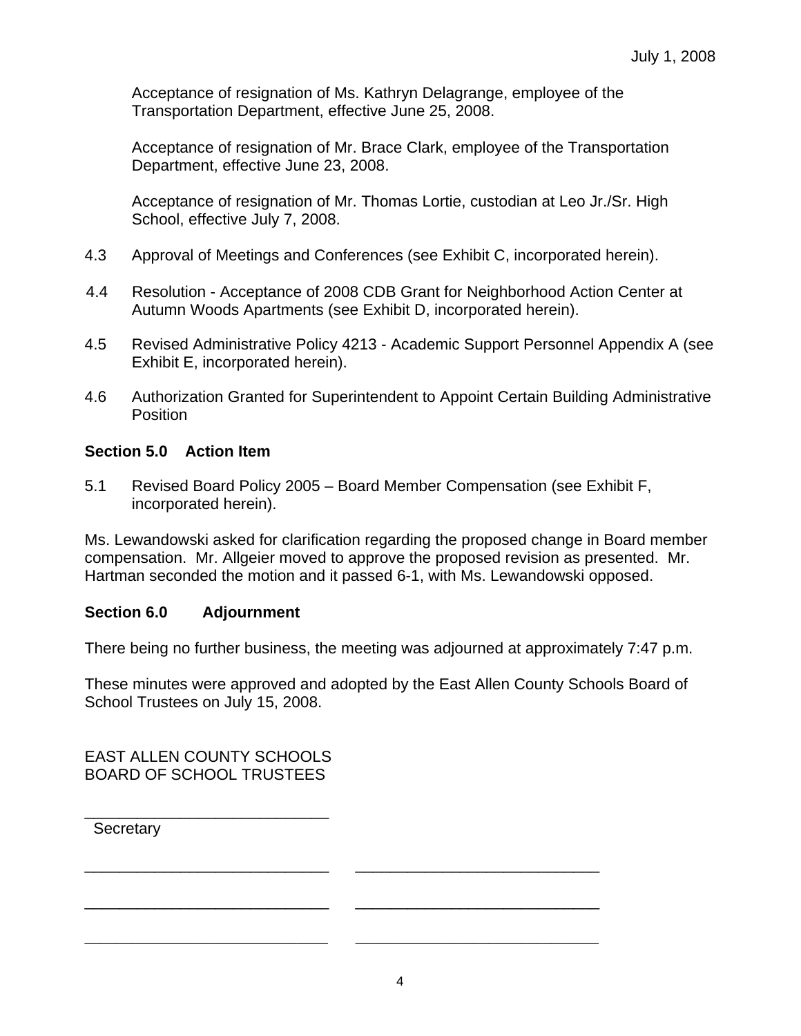Acceptance of resignation of Ms. Kathryn Delagrange, employee of the Transportation Department, effective June 25, 2008.

Acceptance of resignation of Mr. Brace Clark, employee of the Transportation Department, effective June 23, 2008.

Acceptance of resignation of Mr. Thomas Lortie, custodian at Leo Jr./Sr. High School, effective July 7, 2008.

4.3 Approval of Meetings and Conferences (see Exhibit C, incorporated herein).

4.4 Resolution - Acceptance of 2008 CDB Grant for Neighborhood Action Center at Autumn Woods Apartments (see Exhibit D, incorporated herein).

4.5 Revised Administrative Policy 4213 - Academic Support Personnel Appendix A (see Exhibit E, incorporated herein).

4.6 Authorization Granted for Superintendent to Appoint Certain Building Administrative Position

**Section 5.0 Action Item**

5.1 Revised Board Policy 2005 – Board Member Compensation (see Exhibit F, incorporated herein).

Ms. Lewandowski asked for clarification regarding the proposed change in Board member compensation. Mr. Allgeier moved to approve the proposed revision as presented. Mr. Hartman seconded the motion and it passed 6-1, with Ms. Lewandowski opposed.

**Section 6.0 Adjournment**

There being no further business, the meeting was adjourned at approximately 7:47 p.m.

These minutes were approved and adopted by the East Allen County Schools Board of School Trustees on July 15, 2008.

EAST ALLEN COUNTY SCHOOLS
BOARD OF SCHOOL TRUSTEES

____________________________
Secretary

____________________________ ____________________________

____________________________ ____________________________

____________________________ ____________________________